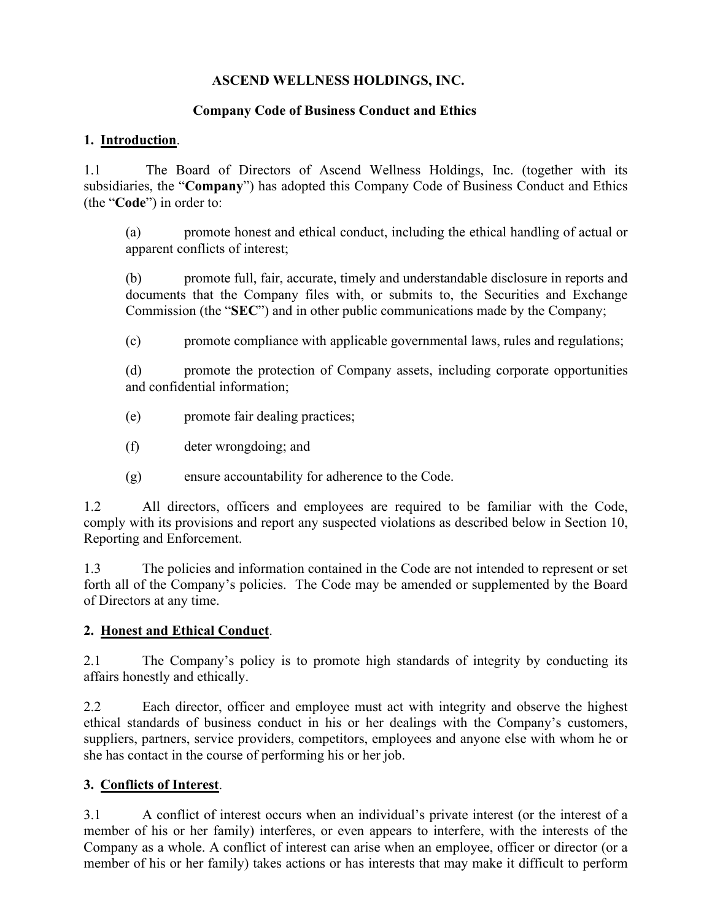# ASCEND WELLNESS HOLDINGS, INC.

## Company Code of Business Conduct and Ethics

### 1. Introduction.

1.1 The Board of Directors of Ascend Wellness Holdings, Inc. (together with its subsidiaries, the "**Company**") has adopted this Company Code of Business Conduct and Ethics (the "**Code**") in order to:

(a) promote honest and ethical conduct, including the ethical handling of actual or apparent conflicts of interest;

(b) promote full, fair, accurate, timely and understandable disclosure in reports and documents that the Company files with, or submits to, the Securities and Exchange Commission (the "**SEC**") and in other public communications made by the Company;

(c) promote compliance with applicable governmental laws, rules and regulations;

(d) promote the protection of Company assets, including corporate opportunities and confidential information;

(e) promote fair dealing practices;

(f) deter wrongdoing; and

(g) ensure accountability for adherence to the Code.

1.2 All directors, officers and employees are required to be familiar with the Code, comply with its provisions and report any suspected violations as described below in Section 10, Reporting and Enforcement.

1.3 The policies and information contained in the Code are not intended to represent or set forth all of the Company's policies. The Code may be amended or supplemented by the Board of Directors at any time.

### 2. Honest and Ethical Conduct.

2.1 The Company's policy is to promote high standards of integrity by conducting its affairs honestly and ethically.

2.2 Each director, officer and employee must act with integrity and observe the highest ethical standards of business conduct in his or her dealings with the Company's customers, suppliers, partners, service providers, competitors, employees and anyone else with whom he or she has contact in the course of performing his or her job.

### 3. Conflicts of Interest.

3.1 A conflict of interest occurs when an individual's private interest (or the interest of a member of his or her family) interferes, or even appears to interfere, with the interests of the Company as a whole. A conflict of interest can arise when an employee, officer or director (or a member of his or her family) takes actions or has interests that may make it difficult to perform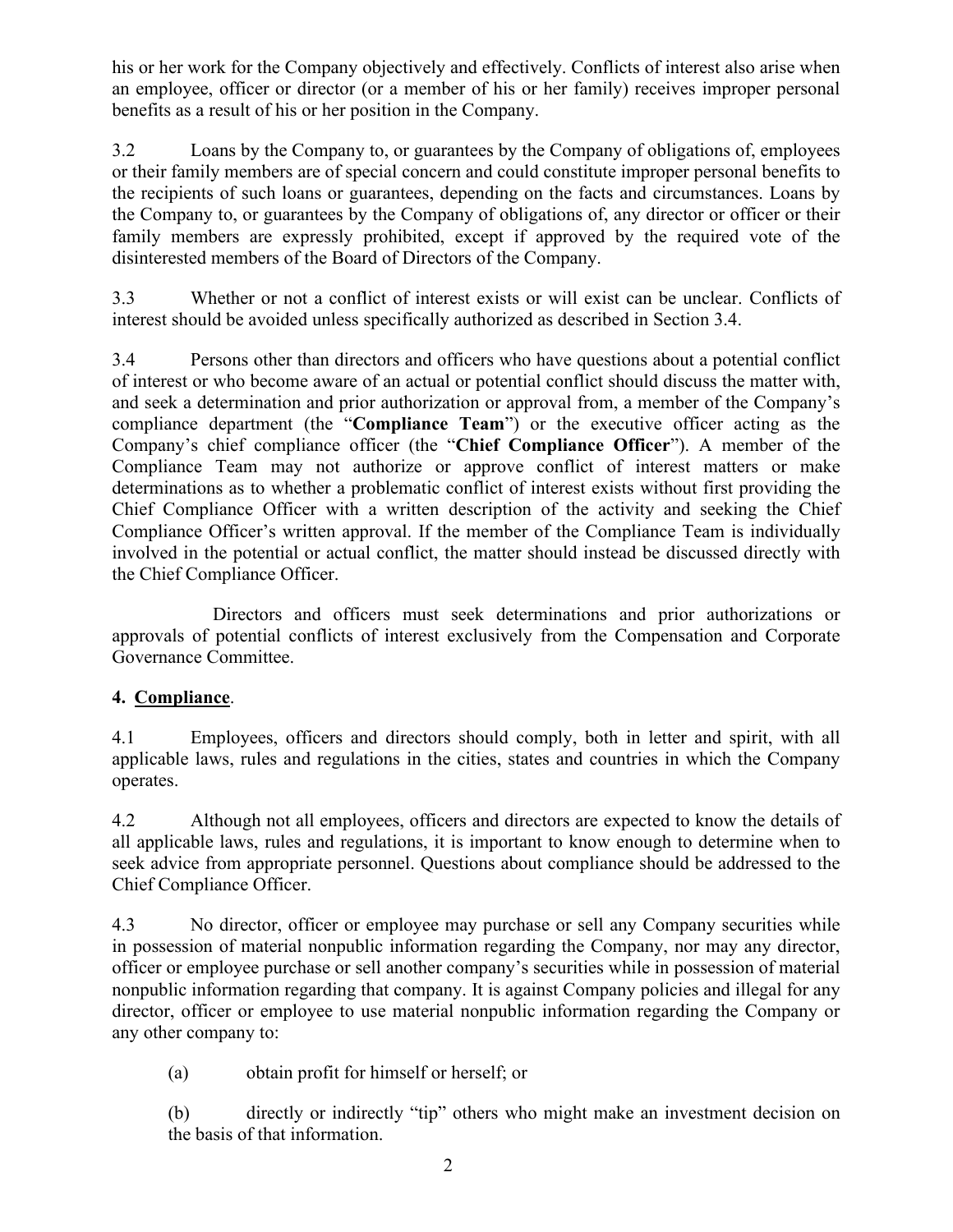his or her work for the Company objectively and effectively. Conflicts of interest also arise when an employee, officer or director (or a member of his or her family) receives improper personal benefits as a result of his or her position in the Company.

3.2 Loans by the Company to, or guarantees by the Company of obligations of, employees or their family members are of special concern and could constitute improper personal benefits to the recipients of such loans or guarantees, depending on the facts and circumstances. Loans by the Company to, or guarantees by the Company of obligations of, any director or officer or their family members are expressly prohibited, except if approved by the required vote of the disinterested members of the Board of Directors of the Company.

3.3 Whether or not a conflict of interest exists or will exist can be unclear. Conflicts of interest should be avoided unless specifically authorized as described in Section 3.4.

3.4 Persons other than directors and officers who have questions about a potential conflict of interest or who become aware of an actual or potential conflict should discuss the matter with, and seek a determination and prior authorization or approval from, a member of the Company's compliance department (the "**Compliance Team**") or the executive officer acting as the Company's chief compliance officer (the "**Chief Compliance Officer**"). A member of the Compliance Team may not authorize or approve conflict of interest matters or make determinations as to whether a problematic conflict of interest exists without first providing the Chief Compliance Officer with a written description of the activity and seeking the Chief Compliance Officer's written approval. If the member of the Compliance Team is individually involved in the potential or actual conflict, the matter should instead be discussed directly with the Chief Compliance Officer.

Directors and officers must seek determinations and prior authorizations or approvals of potential conflicts of interest exclusively from the Compensation and Corporate Governance Committee.

## 4. Compliance.

4.1 Employees, officers and directors should comply, both in letter and spirit, with all applicable laws, rules and regulations in the cities, states and countries in which the Company operates.

4.2 Although not all employees, officers and directors are expected to know the details of all applicable laws, rules and regulations, it is important to know enough to determine when to seek advice from appropriate personnel. Questions about compliance should be addressed to the Chief Compliance Officer.

4.3 No director, officer or employee may purchase or sell any Company securities while in possession of material nonpublic information regarding the Company, nor may any director, officer or employee purchase or sell another company's securities while in possession of material nonpublic information regarding that company. It is against Company policies and illegal for any director, officer or employee to use material nonpublic information regarding the Company or any other company to:

(a) obtain profit for himself or herself; or

(b) directly or indirectly "tip" others who might make an investment decision on the basis of that information.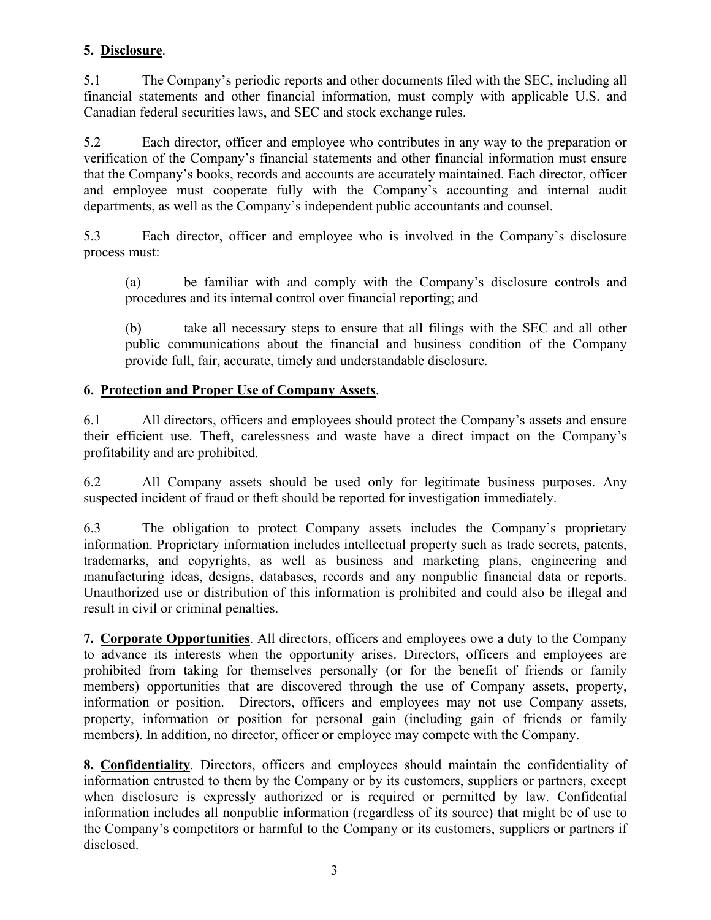**5. Disclosure**.

5.1 The Company's periodic reports and other documents filed with the SEC, including all financial statements and other financial information, must comply with applicable U.S. and Canadian federal securities laws, and SEC and stock exchange rules.

5.2 Each director, officer and employee who contributes in any way to the preparation or verification of the Company's financial statements and other financial information must ensure that the Company's books, records and accounts are accurately maintained. Each director, officer and employee must cooperate fully with the Company's accounting and internal audit departments, as well as the Company's independent public accountants and counsel.

5.3 Each director, officer and employee who is involved in the Company's disclosure process must:

(a) be familiar with and comply with the Company's disclosure controls and procedures and its internal control over financial reporting; and

(b) take all necessary steps to ensure that all filings with the SEC and all other public communications about the financial and business condition of the Company provide full, fair, accurate, timely and understandable disclosure.

**6. Protection and Proper Use of Company Assets**.

6.1 All directors, officers and employees should protect the Company's assets and ensure their efficient use. Theft, carelessness and waste have a direct impact on the Company's profitability and are prohibited.

6.2 All Company assets should be used only for legitimate business purposes. Any suspected incident of fraud or theft should be reported for investigation immediately.

6.3 The obligation to protect Company assets includes the Company's proprietary information. Proprietary information includes intellectual property such as trade secrets, patents, trademarks, and copyrights, as well as business and marketing plans, engineering and manufacturing ideas, designs, databases, records and any nonpublic financial data or reports. Unauthorized use or distribution of this information is prohibited and could also be illegal and result in civil or criminal penalties.

**7. Corporate Opportunities**. All directors, officers and employees owe a duty to the Company to advance its interests when the opportunity arises. Directors, officers and employees are prohibited from taking for themselves personally (or for the benefit of friends or family members) opportunities that are discovered through the use of Company assets, property, information or position. Directors, officers and employees may not use Company assets, property, information or position for personal gain (including gain of friends or family members). In addition, no director, officer or employee may compete with the Company.

**8. Confidentiality**. Directors, officers and employees should maintain the confidentiality of information entrusted to them by the Company or by its customers, suppliers or partners, except when disclosure is expressly authorized or is required or permitted by law. Confidential information includes all nonpublic information (regardless of its source) that might be of use to the Company's competitors or harmful to the Company or its customers, suppliers or partners if disclosed.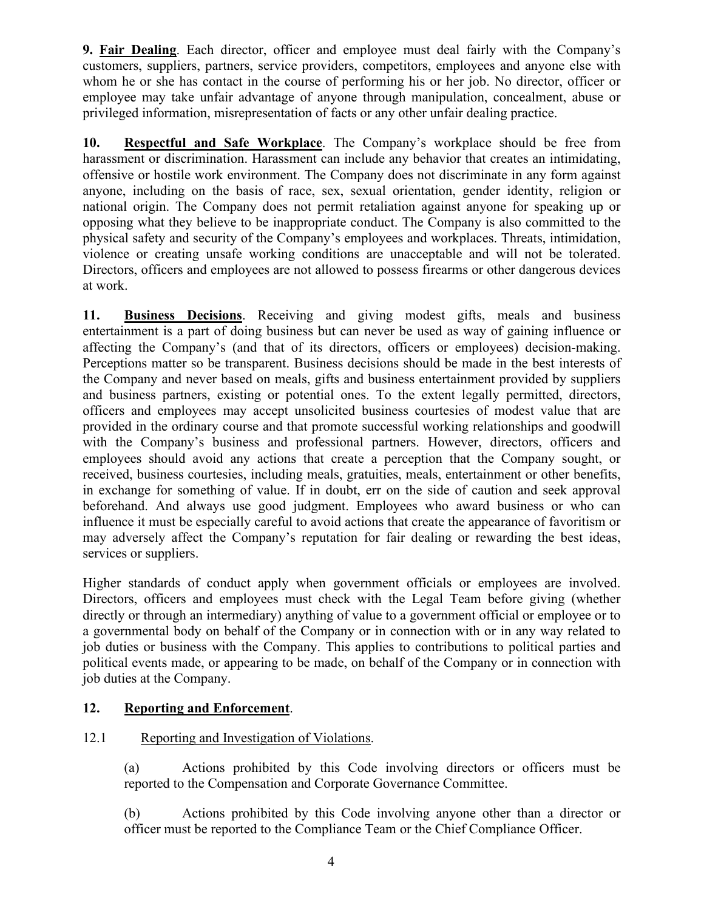**9. Fair Dealing**. Each director, officer and employee must deal fairly with the Company's customers, suppliers, partners, service providers, competitors, employees and anyone else with whom he or she has contact in the course of performing his or her job. No director, officer or employee may take unfair advantage of anyone through manipulation, concealment, abuse or privileged information, misrepresentation of facts or any other unfair dealing practice.

**10. Respectful and Safe Workplace**. The Company's workplace should be free from harassment or discrimination. Harassment can include any behavior that creates an intimidating, offensive or hostile work environment. The Company does not discriminate in any form against anyone, including on the basis of race, sex, sexual orientation, gender identity, religion or national origin. The Company does not permit retaliation against anyone for speaking up or opposing what they believe to be inappropriate conduct. The Company is also committed to the physical safety and security of the Company's employees and workplaces. Threats, intimidation, violence or creating unsafe working conditions are unacceptable and will not be tolerated. Directors, officers and employees are not allowed to possess firearms or other dangerous devices at work.

**11. Business Decisions**. Receiving and giving modest gifts, meals and business entertainment is a part of doing business but can never be used as way of gaining influence or affecting the Company's (and that of its directors, officers or employees) decision-making. Perceptions matter so be transparent. Business decisions should be made in the best interests of the Company and never based on meals, gifts and business entertainment provided by suppliers and business partners, existing or potential ones. To the extent legally permitted, directors, officers and employees may accept unsolicited business courtesies of modest value that are provided in the ordinary course and that promote successful working relationships and goodwill with the Company's business and professional partners. However, directors, officers and employees should avoid any actions that create a perception that the Company sought, or received, business courtesies, including meals, gratuities, meals, entertainment or other benefits, in exchange for something of value. If in doubt, err on the side of caution and seek approval beforehand. And always use good judgment. Employees who award business or who can influence it must be especially careful to avoid actions that create the appearance of favoritism or may adversely affect the Company's reputation for fair dealing or rewarding the best ideas, services or suppliers.

Higher standards of conduct apply when government officials or employees are involved. Directors, officers and employees must check with the Legal Team before giving (whether directly or through an intermediary) anything of value to a government official or employee or to a governmental body on behalf of the Company or in connection with or in any way related to job duties or business with the Company. This applies to contributions to political parties and political events made, or appearing to be made, on behalf of the Company or in connection with job duties at the Company.

**12. Reporting and Enforcement**.

12.1 Reporting and Investigation of Violations.

(a) Actions prohibited by this Code involving directors or officers must be reported to the Compensation and Corporate Governance Committee.

(b) Actions prohibited by this Code involving anyone other than a director or officer must be reported to the Compliance Team or the Chief Compliance Officer.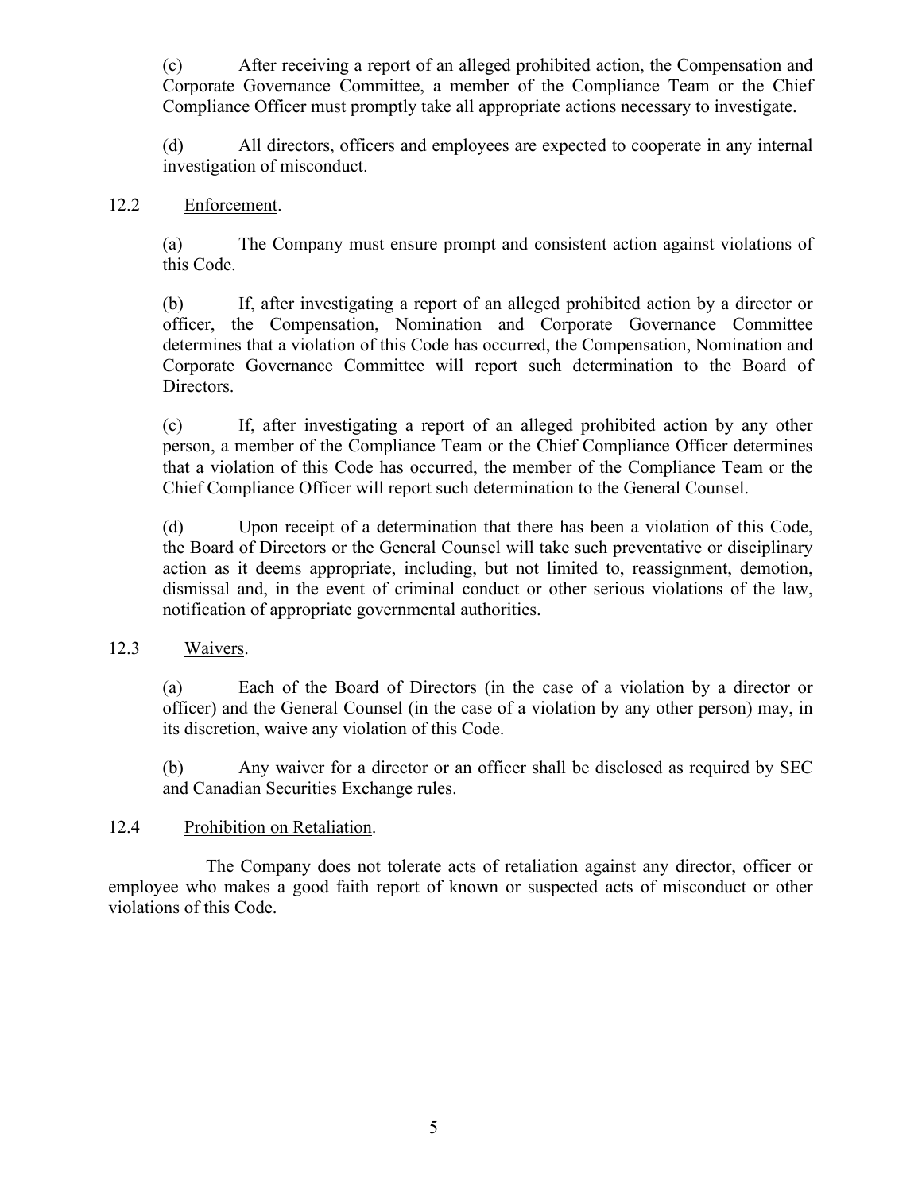(c) After receiving a report of an alleged prohibited action, the Compensation and Corporate Governance Committee, a member of the Compliance Team or the Chief Compliance Officer must promptly take all appropriate actions necessary to investigate.

(d) All directors, officers and employees are expected to cooperate in any internal investigation of misconduct.

12.2 Enforcement.

(a) The Company must ensure prompt and consistent action against violations of this Code.

(b) If, after investigating a report of an alleged prohibited action by a director or officer, the Compensation, Nomination and Corporate Governance Committee determines that a violation of this Code has occurred, the Compensation, Nomination and Corporate Governance Committee will report such determination to the Board of Directors.

(c) If, after investigating a report of an alleged prohibited action by any other person, a member of the Compliance Team or the Chief Compliance Officer determines that a violation of this Code has occurred, the member of the Compliance Team or the Chief Compliance Officer will report such determination to the General Counsel.

(d) Upon receipt of a determination that there has been a violation of this Code, the Board of Directors or the General Counsel will take such preventative or disciplinary action as it deems appropriate, including, but not limited to, reassignment, demotion, dismissal and, in the event of criminal conduct or other serious violations of the law, notification of appropriate governmental authorities.

12.3 Waivers.

(a) Each of the Board of Directors (in the case of a violation by a director or officer) and the General Counsel (in the case of a violation by any other person) may, in its discretion, waive any violation of this Code.

(b) Any waiver for a director or an officer shall be disclosed as required by SEC and Canadian Securities Exchange rules.

12.4 Prohibition on Retaliation.

The Company does not tolerate acts of retaliation against any director, officer or employee who makes a good faith report of known or suspected acts of misconduct or other violations of this Code.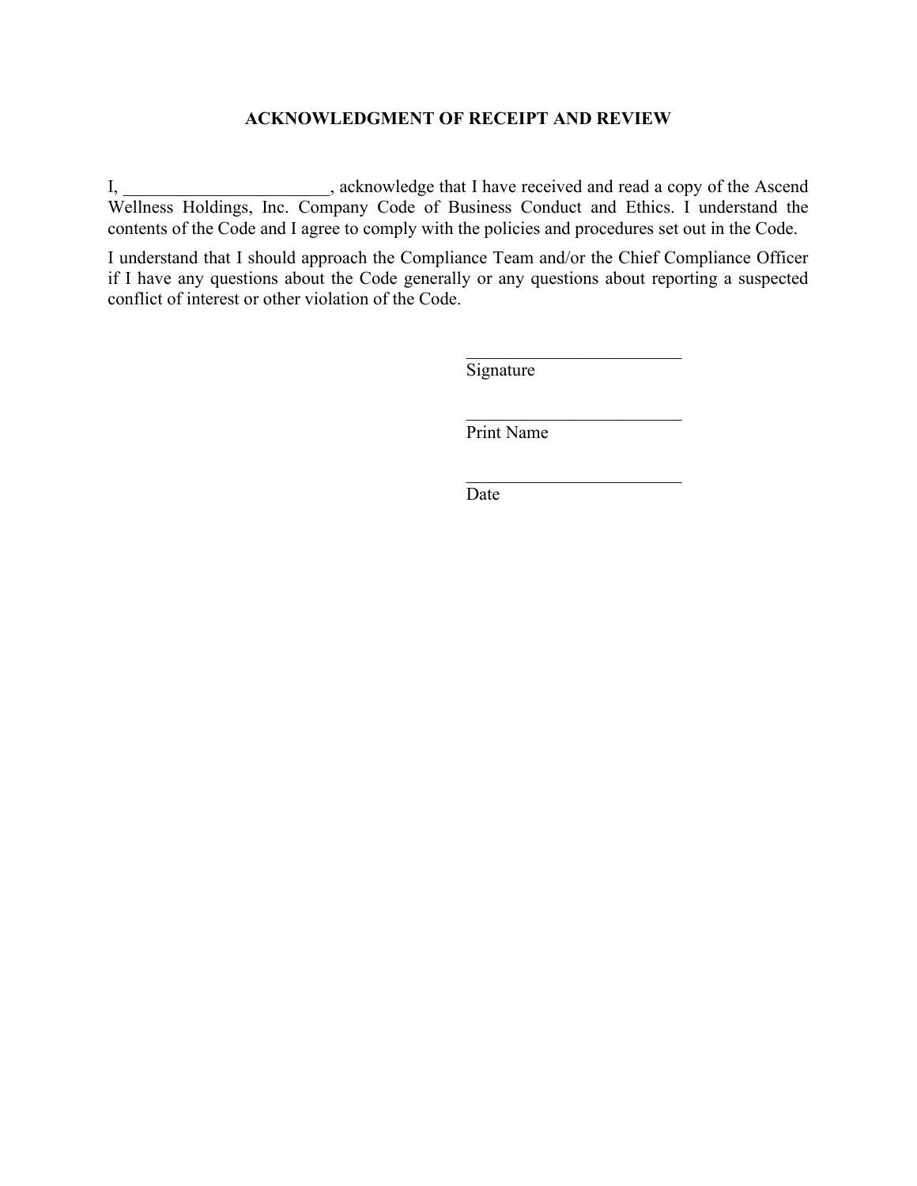## ACKNOWLEDGMENT OF RECEIPT AND REVIEW

I, _______________________, acknowledge that I have received and read a copy of the Ascend Wellness Holdings, Inc. Company Code of Business Conduct and Ethics. I understand the contents of the Code and I agree to comply with the policies and procedures set out in the Code.

I understand that I should approach the Compliance Team and/or the Chief Compliance Officer if I have any questions about the Code generally or any questions about reporting a suspected conflict of interest or other violation of the Code.

_________________________
Signature

_________________________
Print Name

_________________________
Date